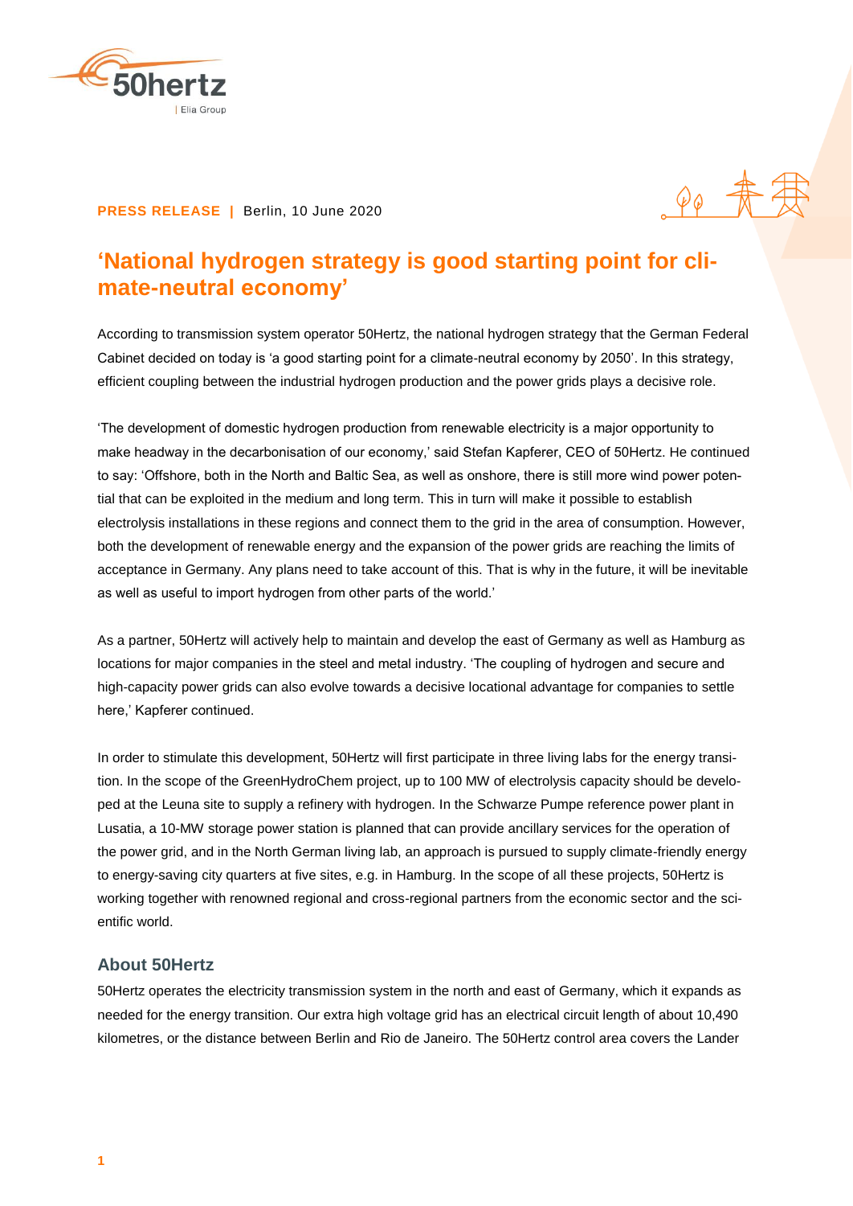**PRESS RELEASE** | Berlin, 10 June 2020

# 'National hydrogen strategy is good starting point for climate-neutral economy'

According to transmission system operator 50Hertz, the national hydrogen strategy that the German Federal Cabinet decided on today is 'a good starting point for a climate-neutral economy by 2050'. In this strategy, efficient coupling between the industrial hydrogen production and the power grids plays a decisive role.

'The development of domestic hydrogen production from renewable electricity is a major opportunity to make headway in the decarbonisation of our economy,' said Stefan Kapferer, CEO of 50Hertz. He continued to say: 'Offshore, both in the North and Baltic Sea, as well as onshore, there is still more wind power potential that can be exploited in the medium and long term. This in turn will make it possible to establish electrolysis installations in these regions and connect them to the grid in the area of consumption. However, both the development of renewable energy and the expansion of the power grids are reaching the limits of acceptance in Germany. Any plans need to take account of this. That is why in the future, it will be inevitable as well as useful to import hydrogen from other parts of the world.'

As a partner, 50Hertz will actively help to maintain and develop the east of Germany as well as Hamburg as locations for major companies in the steel and metal industry. 'The coupling of hydrogen and secure and high-capacity power grids can also evolve towards a decisive locational advantage for companies to settle here,' Kapferer continued.

In order to stimulate this development, 50Hertz will first participate in three living labs for the energy transition. In the scope of the GreenHydroChem project, up to 100 MW of electrolysis capacity should be developed at the Leuna site to supply a refinery with hydrogen. In the Schwarze Pumpe reference power plant in Lusatia, a 10-MW storage power station is planned that can provide ancillary services for the operation of the power grid, and in the North German living lab, an approach is pursued to supply climate-friendly energy to energy-saving city quarters at five sites, e.g. in Hamburg. In the scope of all these projects, 50Hertz is working together with renowned regional and cross-regional partners from the economic sector and the scientific world.

## About 50Hertz

50Hertz operates the electricity transmission system in the north and east of Germany, which it expands as needed for the energy transition. Our extra high voltage grid has an electrical circuit length of about 10,490 kilometres, or the distance between Berlin and Rio de Janeiro. The 50Hertz control area covers the Lander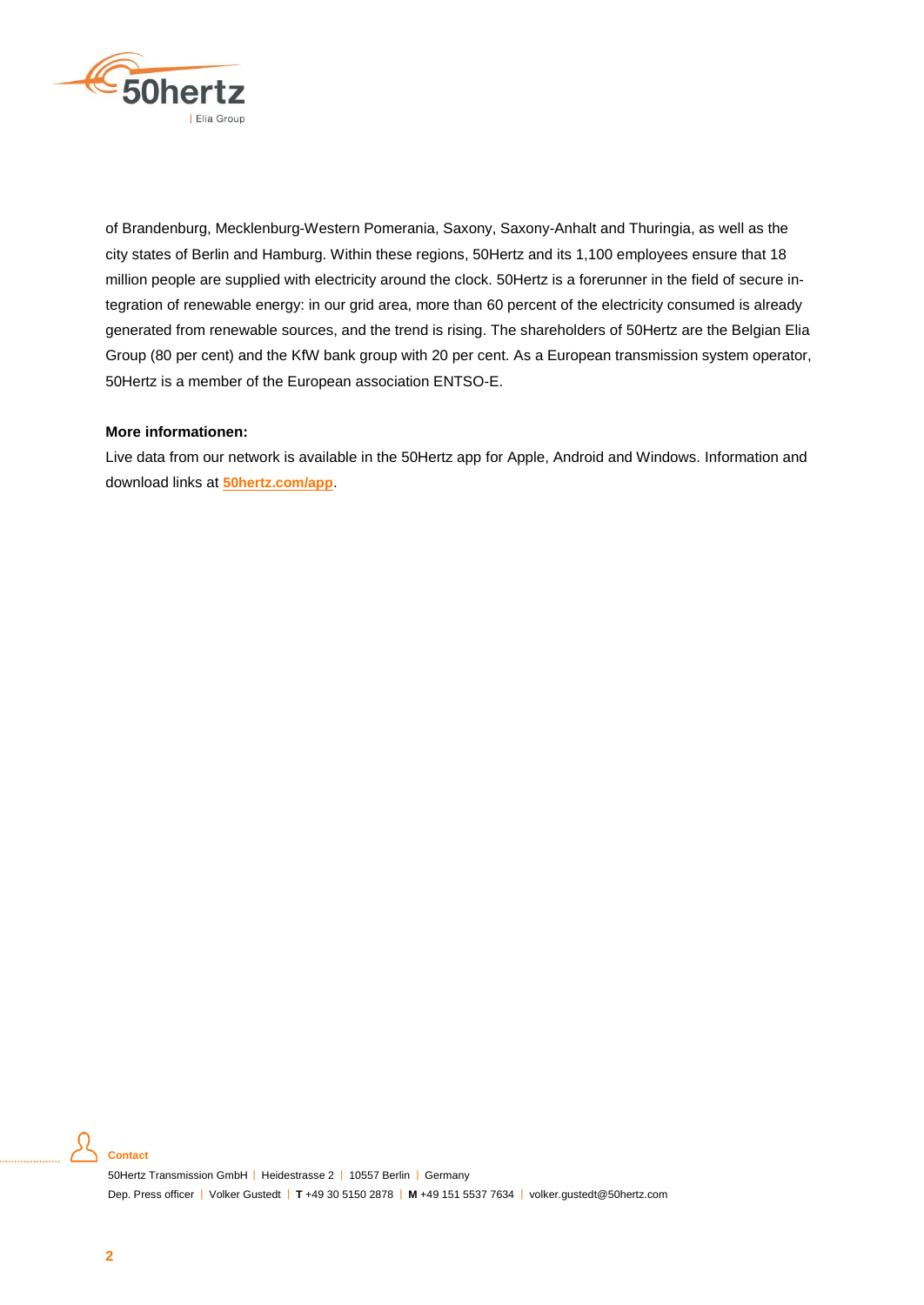of Brandenburg, Mecklenburg-Western Pomerania, Saxony, Saxony-Anhalt and Thuringia, as well as the city states of Berlin and Hamburg. Within these regions, 50Hertz and its 1,100 employees ensure that 18 million people are supplied with electricity around the clock. 50Hertz is a forerunner in the field of secure integration of renewable energy: in our grid area, more than 60 percent of the electricity consumed is already generated from renewable sources, and the trend is rising. The shareholders of 50Hertz are the Belgian Elia Group (80 per cent) and the KfW bank group with 20 per cent. As a European transmission system operator, 50Hertz is a member of the European association ENTSO-E.

**More informationen:**

Live data from our network is available in the 50Hertz app for Apple, Android and Windows. Information and download links at **50hertz.com/app**.

**Contact**

50Hertz Transmission GmbH | Heidestrasse 2 | 10557 Berlin | Germany

Dep. Press officer | Volker Gustedt | **T** +49 30 5150 2878 | **M** +49 151 5537 7634 | volker.gustedt@50hertz.com